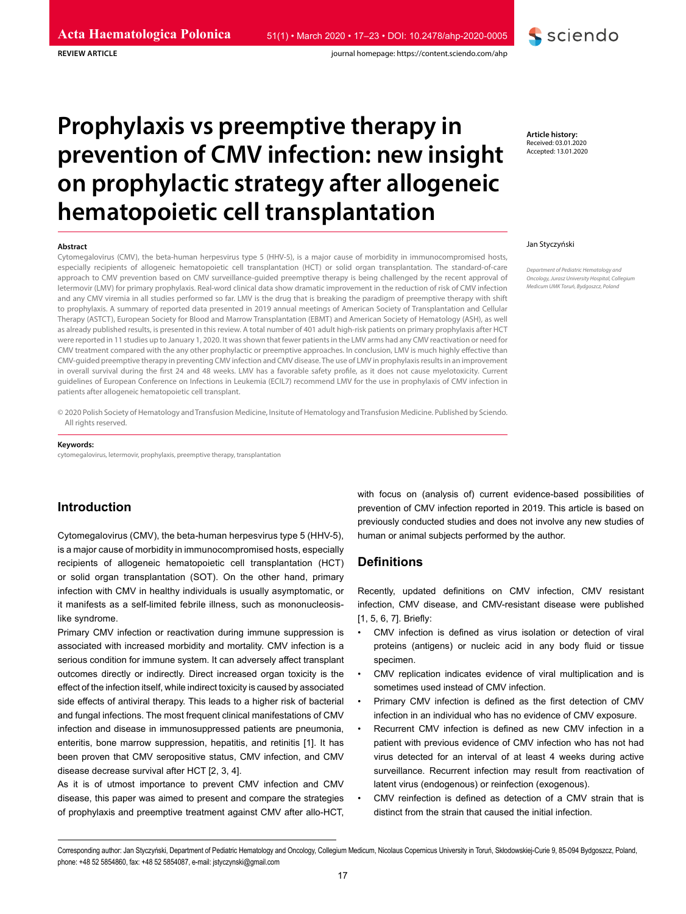REVIEW ARTICLE

# Prophylaxis vs preemptive therapy in prevention of CMV infection: new insight on prophylactic strategy after allogeneic hematopoietic cell transplantation

**Article history:**
Received: 03.01.2020
Accepted: 13.01.2020

Jan Styczyński

*Department of Pediatric Hematology and Oncology, Jurasz University Hospital, Collegium Medicum UMK Toruń, Bydgoszcz, Poland*

**Abstract**

Cytomegalovirus (CMV), the beta-human herpesvirus type 5 (HHV-5), is a major cause of morbidity in immunocompromised hosts, especially recipients of allogeneic hematopoietic cell transplantation (HCT) or solid organ transplantation. The standard-of-care approach to CMV prevention based on CMV surveillance-guided preemptive therapy is being challenged by the recent approval of letermovir (LMV) for primary prophylaxis. Real-word clinical data show dramatic improvement in the reduction of risk of CMV infection and any CMV viremia in all studies performed so far. LMV is the drug that is breaking the paradigm of preemptive therapy with shift to prophylaxis. A summary of reported data presented in 2019 annual meetings of American Society of Transplantation and Cellular Therapy (ASTCT), European Society for Blood and Marrow Transplantation (EBMT) and American Society of Hematology (ASH), as well as already published results, is presented in this review. A total number of 401 adult high-risk patients on primary prophylaxis after HCT were reported in 11 studies up to January 1, 2020. It was shown that fewer patients in the LMV arms had any CMV reactivation or need for CMV treatment compared with the any other prophylactic or preemptive approaches. In conclusion, LMV is much highly effective than CMV-guided preemptive therapy in preventing CMV infection and CMV disease. The use of LMV in prophylaxis results in an improvement in overall survival during the first 24 and 48 weeks. LMV has a favorable safety profile, as it does not cause myelotoxicity. Current guidelines of European Conference on Infections in Leukemia (ECIL7) recommend LMV for the use in prophylaxis of CMV infection in patients after allogeneic hematopoietic cell transplant.

© 2020 Polish Society of Hematology and Transfusion Medicine, Insitute of Hematology and Transfusion Medicine. Published by Sciendo. All rights reserved.

**Keywords:**
cytomegalovirus, letermovir, prophylaxis, preemptive therapy, transplantation

## Introduction

Cytomegalovirus (CMV), the beta-human herpesvirus type 5 (HHV-5), is a major cause of morbidity in immunocompromised hosts, especially recipients of allogeneic hematopoietic cell transplantation (HCT) or solid organ transplantation (SOT). On the other hand, primary infection with CMV in healthy individuals is usually asymptomatic, or it manifests as a self-limited febrile illness, such as mononucleosis-like syndrome.

Primary CMV infection or reactivation during immune suppression is associated with increased morbidity and mortality. CMV infection is a serious condition for immune system. It can adversely affect transplant outcomes directly or indirectly. Direct increased organ toxicity is the effect of the infection itself, while indirect toxicity is caused by associated side effects of antiviral therapy. This leads to a higher risk of bacterial and fungal infections. The most frequent clinical manifestations of CMV infection and disease in immunosuppressed patients are pneumonia, enteritis, bone marrow suppression, hepatitis, and retinitis [1]. It has been proven that CMV seropositive status, CMV infection, and CMV disease decrease survival after HCT [2, 3, 4].

As it is of utmost importance to prevent CMV infection and CMV disease, this paper was aimed to present and compare the strategies of prophylaxis and preemptive treatment against CMV after allo-HCT, with focus on (analysis of) current evidence-based possibilities of prevention of CMV infection reported in 2019. This article is based on previously conducted studies and does not involve any new studies of human or animal subjects performed by the author.

## Definitions

Recently, updated definitions on CMV infection, CMV resistant infection, CMV disease, and CMV-resistant disease were published [1, 5, 6, 7]. Briefly:

- CMV infection is defined as virus isolation or detection of viral proteins (antigens) or nucleic acid in any body fluid or tissue specimen.
- CMV replication indicates evidence of viral multiplication and is sometimes used instead of CMV infection.
- Primary CMV infection is defined as the first detection of CMV infection in an individual who has no evidence of CMV exposure.
- Recurrent CMV infection is defined as new CMV infection in a patient with previous evidence of CMV infection who has not had virus detected for an interval of at least 4 weeks during active surveillance. Recurrent infection may result from reactivation of latent virus (endogenous) or reinfection (exogenous).
- CMV reinfection is defined as detection of a CMV strain that is distinct from the strain that caused the initial infection.

Corresponding author: Jan Styczyński, Department of Pediatric Hematology and Oncology, Collegium Medicum, Nicolaus Copernicus University in Toruń, Skłodowskiej-Curie 9, 85-094 Bydgoszcz, Poland, phone: +48 52 5854860, fax: +48 52 5854087, e-mail: jstyczynski@gmail.com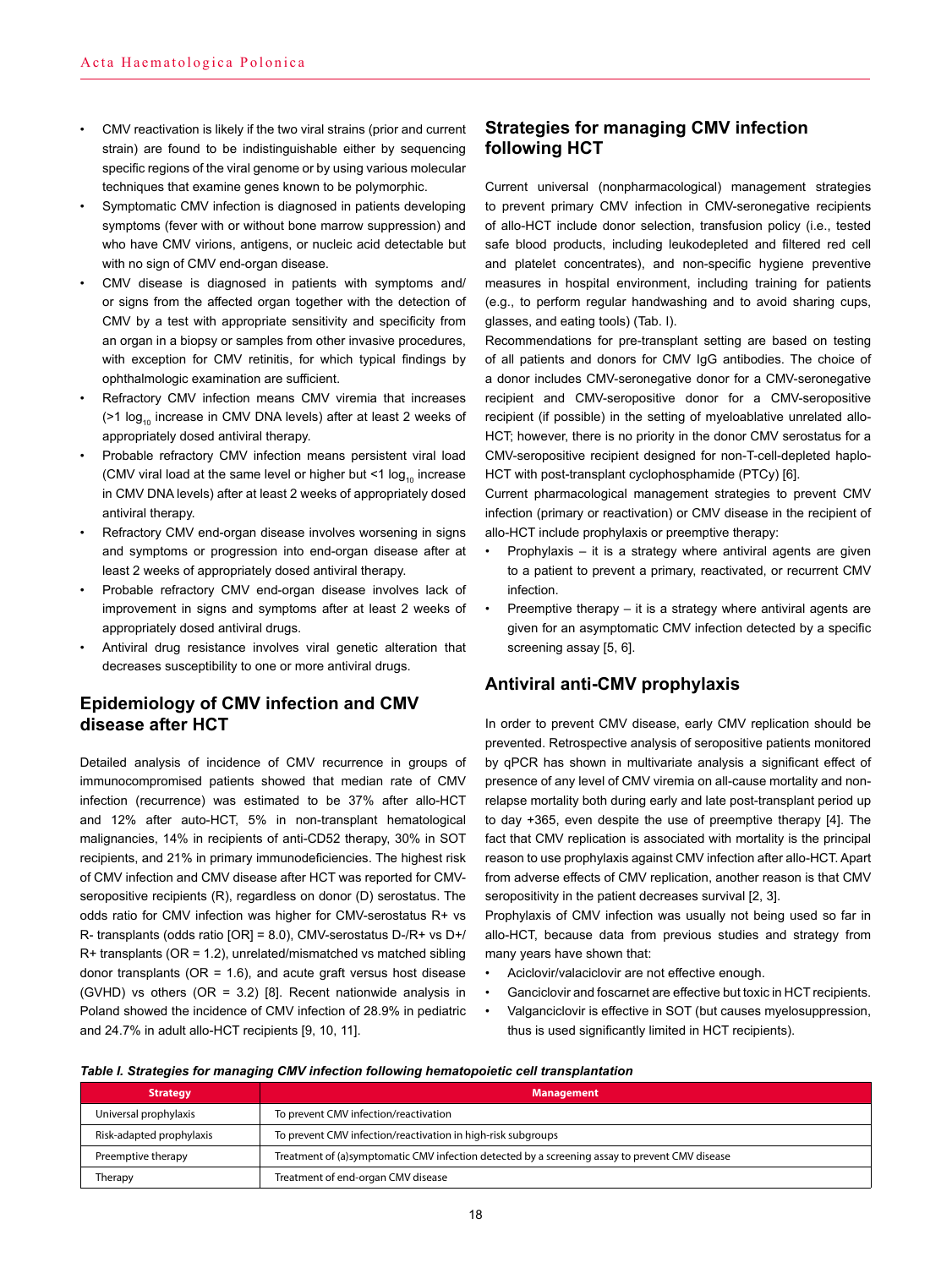- CMV reactivation is likely if the two viral strains (prior and current strain) are found to be indistinguishable either by sequencing specific regions of the viral genome or by using various molecular techniques that examine genes known to be polymorphic.
- Symptomatic CMV infection is diagnosed in patients developing symptoms (fever with or without bone marrow suppression) and who have CMV virions, antigens, or nucleic acid detectable but with no sign of CMV end-organ disease.
- CMV disease is diagnosed in patients with symptoms and/or signs from the affected organ together with the detection of CMV by a test with appropriate sensitivity and specificity from an organ in a biopsy or samples from other invasive procedures, with exception for CMV retinitis, for which typical findings by ophthalmologic examination are sufficient.
- Refractory CMV infection means CMV viremia that increases (>1 $\log_{10}$ increase in CMV DNA levels) after at least 2 weeks of appropriately dosed antiviral therapy.
- Probable refractory CMV infection means persistent viral load (CMV viral load at the same level or higher but <1 $\log_{10}$ increase in CMV DNA levels) after at least 2 weeks of appropriately dosed antiviral therapy.
- Refractory CMV end-organ disease involves worsening in signs and symptoms or progression into end-organ disease after at least 2 weeks of appropriately dosed antiviral therapy.
- Probable refractory CMV end-organ disease involves lack of improvement in signs and symptoms after at least 2 weeks of appropriately dosed antiviral drugs.
- Antiviral drug resistance involves viral genetic alteration that decreases susceptibility to one or more antiviral drugs.

## Epidemiology of CMV infection and CMV disease after HCT

Detailed analysis of incidence of CMV recurrence in groups of immunocompromised patients showed that median rate of CMV infection (recurrence) was estimated to be 37% after allo-HCT and 12% after auto-HCT, 5% in non-transplant hematological malignancies, 14% in recipients of anti-CD52 therapy, 30% in SOT recipients, and 21% in primary immunodeficiencies. The highest risk of CMV infection and CMV disease after HCT was reported for CMV-seropositive recipients (R), regardless on donor (D) serostatus. The odds ratio for CMV infection was higher for CMV-serostatus R+ vs R- transplants (odds ratio [OR] = 8.0), CMV-serostatus D-/R+ vs D+/R+ transplants (OR = 1.2), unrelated/mismatched vs matched sibling donor transplants (OR = 1.6), and acute graft versus host disease (GVHD) vs others (OR = 3.2) [8]. Recent nationwide analysis in Poland showed the incidence of CMV infection of 28.9% in pediatric and 24.7% in adult allo-HCT recipients [9, 10, 11].

## Strategies for managing CMV infection following HCT

Current universal (nonpharmacological) management strategies to prevent primary CMV infection in CMV-seronegative recipients of allo-HCT include donor selection, transfusion policy (i.e., tested safe blood products, including leukodepleted and filtered red cell and platelet concentrates), and non-specific hygiene preventive measures in hospital environment, including training for patients (e.g., to perform regular handwashing and to avoid sharing cups, glasses, and eating tools) (Tab. I).

Recommendations for pre-transplant setting are based on testing of all patients and donors for CMV IgG antibodies. The choice of a donor includes CMV-seronegative donor for a CMV-seronegative recipient and CMV-seropositive donor for a CMV-seropositive recipient (if possible) in the setting of myeloablative unrelated allo-HCT; however, there is no priority in the donor CMV serostatus for a CMV-seropositive recipient designed for non-T-cell-depleted haplo-HCT with post-transplant cyclophosphamide (PTCy) [6].

Current pharmacological management strategies to prevent CMV infection (primary or reactivation) or CMV disease in the recipient of allo-HCT include prophylaxis or preemptive therapy:

- Prophylaxis – it is a strategy where antiviral agents are given to a patient to prevent a primary, reactivated, or recurrent CMV infection.
- Preemptive therapy – it is a strategy where antiviral agents are given for an asymptomatic CMV infection detected by a specific screening assay [5, 6].

## Antiviral anti-CMV prophylaxis

In order to prevent CMV disease, early CMV replication should be prevented. Retrospective analysis of seropositive patients monitored by qPCR has shown in multivariate analysis a significant effect of presence of any level of CMV viremia on all-cause mortality and non-relapse mortality both during early and late post-transplant period up to day +365, even despite the use of preemptive therapy [4]. The fact that CMV replication is associated with mortality is the principal reason to use prophylaxis against CMV infection after allo-HCT. Apart from adverse effects of CMV replication, another reason is that CMV seropositivity in the patient decreases survival [2, 3].

Prophylaxis of CMV infection was usually not being used so far in allo-HCT, because data from previous studies and strategy from many years have shown that:

- Aciclovir/valaciclovir are not effective enough.
- Ganciclovir and foscarnet are effective but toxic in HCT recipients.
- Valganciclovir is effective in SOT (but causes myelosuppression, thus is used significantly limited in HCT recipients).

***Table I. Strategies for managing CMV infection following hematopoietic cell transplantation***

| Strategy | Management |
|---|---|
| Universal prophylaxis | To prevent CMV infection/reactivation |
| Risk-adapted prophylaxis | To prevent CMV infection/reactivation in high-risk subgroups |
| Preemptive therapy | Treatment of (a)symptomatic CMV infection detected by a screening assay to prevent CMV disease |
| Therapy | Treatment of end-organ CMV disease |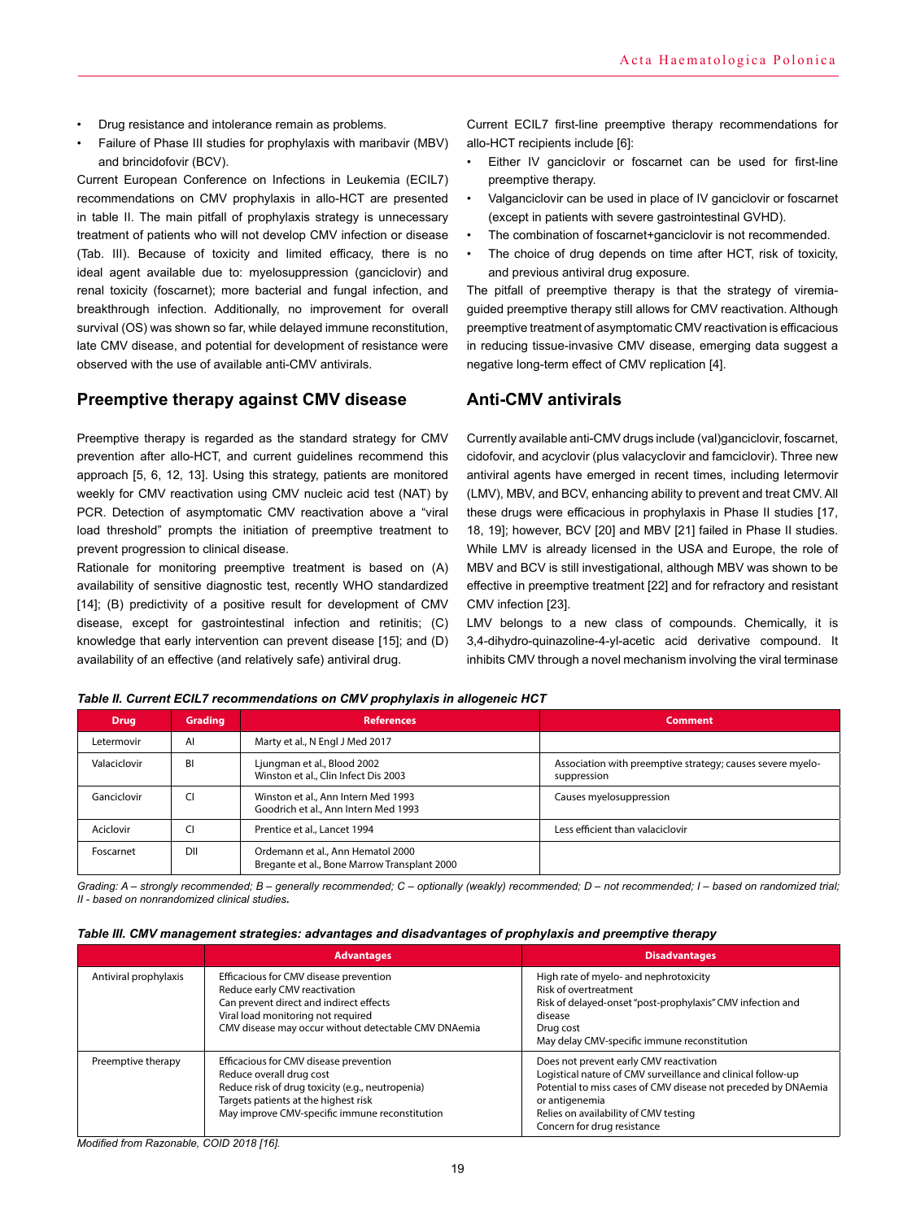- Drug resistance and intolerance remain as problems.
- Failure of Phase III studies for prophylaxis with maribavir (MBV) and brincidofovir (BCV).

Current European Conference on Infections in Leukemia (ECIL7) recommendations on CMV prophylaxis in allo-HCT are presented in table II. The main pitfall of prophylaxis strategy is unnecessary treatment of patients who will not develop CMV infection or disease (Tab. III). Because of toxicity and limited efficacy, there is no ideal agent available due to: myelosuppression (ganciclovir) and renal toxicity (foscarnet); more bacterial and fungal infection, and breakthrough infection. Additionally, no improvement for overall survival (OS) was shown so far, while delayed immune reconstitution, late CMV disease, and potential for development of resistance were observed with the use of available anti-CMV antivirals.

## Preemptive therapy against CMV disease

Preemptive therapy is regarded as the standard strategy for CMV prevention after allo-HCT, and current guidelines recommend this approach [5, 6, 12, 13]. Using this strategy, patients are monitored weekly for CMV reactivation using CMV nucleic acid test (NAT) by PCR. Detection of asymptomatic CMV reactivation above a "viral load threshold" prompts the initiation of preemptive treatment to prevent progression to clinical disease.

Rationale for monitoring preemptive treatment is based on (A) availability of sensitive diagnostic test, recently WHO standardized [14]; (B) predictivity of a positive result for development of CMV disease, except for gastrointestinal infection and retinitis; (C) knowledge that early intervention can prevent disease [15]; and (D) availability of an effective (and relatively safe) antiviral drug.

Current ECIL7 first-line preemptive therapy recommendations for allo-HCT recipients include [6]:

- Either IV ganciclovir or foscarnet can be used for first-line preemptive therapy.
- Valganciclovir can be used in place of IV ganciclovir or foscarnet (except in patients with severe gastrointestinal GVHD).
- The combination of foscarnet+ganciclovir is not recommended.
- The choice of drug depends on time after HCT, risk of toxicity, and previous antiviral drug exposure.

The pitfall of preemptive therapy is that the strategy of viremia-guided preemptive therapy still allows for CMV reactivation. Although preemptive treatment of asymptomatic CMV reactivation is efficacious in reducing tissue-invasive CMV disease, emerging data suggest a negative long-term effect of CMV replication [4].

## Anti-CMV antivirals

Currently available anti-CMV drugs include (val)ganciclovir, foscarnet, cidofovir, and acyclovir (plus valacyclovir and famciclovir). Three new antiviral agents have emerged in recent times, including letermovir (LMV), MBV, and BCV, enhancing ability to prevent and treat CMV. All these drugs were efficacious in prophylaxis in Phase II studies [17, 18, 19]; however, BCV [20] and MBV [21] failed in Phase II studies. While LMV is already licensed in the USA and Europe, the role of MBV and BCV is still investigational, although MBV was shown to be effective in preemptive treatment [22] and for refractory and resistant CMV infection [23].

LMV belongs to a new class of compounds. Chemically, it is 3,4-dihydro-quinazoline-4-yl-acetic acid derivative compound. It inhibits CMV through a novel mechanism involving the viral terminase

***Table II. Current ECIL7 recommendations on CMV prophylaxis in allogeneic HCT***

| Drug | Grading | References | Comment |
|---|---|---|---|
| Letermovir | AI | Marty et al., N Engl J Med 2017 | |
| Valaciclovir | BI | Ljungman et al., Blood 2002<br>Winston et al., Clin Infect Dis 2003 | Association with preemptive strategy; causes severe myelo-suppression |
| Ganciclovir | CI | Winston et al., Ann Intern Med 1993<br>Goodrich et al., Ann Intern Med 1993 | Causes myelosuppression |
| Aciclovir | CI | Prentice et al., Lancet 1994 | Less efficient than valaciclovir |
| Foscarnet | DII | Ordemann et al., Ann Hematol 2000<br>Bregante et al., Bone Marrow Transplant 2000 | |

*Grading: A – strongly recommended; B – generally recommended; C – optionally (weakly) recommended; D – not recommended; I – based on randomized trial; II - based on nonrandomized clinical studies.*

***Table III. CMV management strategies: advantages and disadvantages of prophylaxis and preemptive therapy***

| | Advantages | Disadvantages |
|---|---|---|
| Antiviral prophylaxis | Efficacious for CMV disease prevention<br>Reduce early CMV reactivation<br>Can prevent direct and indirect effects<br>Viral load monitoring not required<br>CMV disease may occur without detectable CMV DNAemia | High rate of myelo- and nephrotoxicity<br>Risk of overtreatment<br>Risk of delayed-onset "post-prophylaxis" CMV infection and disease<br>Drug cost<br>May delay CMV-specific immune reconstitution |
| Preemptive therapy | Efficacious for CMV disease prevention<br>Reduce overall drug cost<br>Reduce risk of drug toxicity (e.g., neutropenia)<br>Targets patients at the highest risk<br>May improve CMV-specific immune reconstitution | Does not prevent early CMV reactivation<br>Logistical nature of CMV surveillance and clinical follow-up<br>Potential to miss cases of CMV disease not preceded by DNAemia or antigenemia<br>Relies on availability of CMV testing<br>Concern for drug resistance |

*Modified from Razonable, COID 2018 [16].*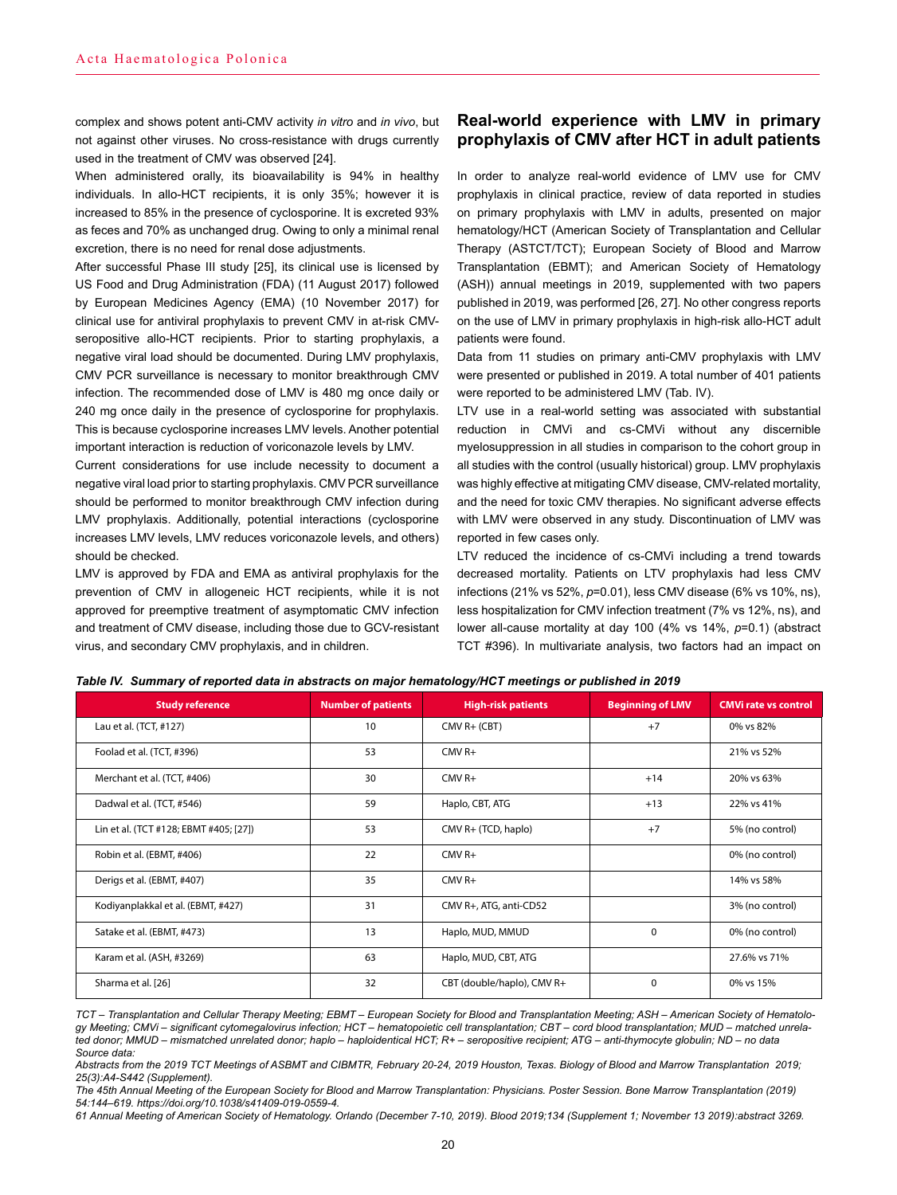complex and shows potent anti-CMV activity *in vitro* and *in vivo*, but not against other viruses. No cross-resistance with drugs currently used in the treatment of CMV was observed [24].

When administered orally, its bioavailability is 94% in healthy individuals. In allo-HCT recipients, it is only 35%; however it is increased to 85% in the presence of cyclosporine. It is excreted 93% as feces and 70% as unchanged drug. Owing to only a minimal renal excretion, there is no need for renal dose adjustments.

After successful Phase III study [25], its clinical use is licensed by US Food and Drug Administration (FDA) (11 August 2017) followed by European Medicines Agency (EMA) (10 November 2017) for clinical use for antiviral prophylaxis to prevent CMV in at-risk CMV-seropositive allo-HCT recipients. Prior to starting prophylaxis, a negative viral load should be documented. During LMV prophylaxis, CMV PCR surveillance is necessary to monitor breakthrough CMV infection. The recommended dose of LMV is 480 mg once daily or 240 mg once daily in the presence of cyclosporine for prophylaxis. This is because cyclosporine increases LMV levels. Another potential important interaction is reduction of voriconazole levels by LMV.

Current considerations for use include necessity to document a negative viral load prior to starting prophylaxis. CMV PCR surveillance should be performed to monitor breakthrough CMV infection during LMV prophylaxis. Additionally, potential interactions (cyclosporine increases LMV levels, LMV reduces voriconazole levels, and others) should be checked.

LMV is approved by FDA and EMA as antiviral prophylaxis for the prevention of CMV in allogeneic HCT recipients, while it is not approved for preemptive treatment of asymptomatic CMV infection and treatment of CMV disease, including those due to GCV-resistant virus, and secondary CMV prophylaxis, and in children.

## Real-world experience with LMV in primary prophylaxis of CMV after HCT in adult patients

In order to analyze real-world evidence of LMV use for CMV prophylaxis in clinical practice, review of data reported in studies on primary prophylaxis with LMV in adults, presented on major hematology/HCT (American Society of Transplantation and Cellular Therapy (ASTCT/TCT); European Society of Blood and Marrow Transplantation (EBMT); and American Society of Hematology (ASH)) annual meetings in 2019, supplemented with two papers published in 2019, was performed [26, 27]. No other congress reports on the use of LMV in primary prophylaxis in high-risk allo-HCT adult patients were found.

Data from 11 studies on primary anti-CMV prophylaxis with LMV were presented or published in 2019. A total number of 401 patients were reported to be administered LMV (Tab. IV).

LTV use in a real-world setting was associated with substantial reduction in CMVi and cs-CMVi without any discernible myelosuppression in all studies in comparison to the cohort group in all studies with the control (usually historical) group. LMV prophylaxis was highly effective at mitigating CMV disease, CMV-related mortality, and the need for toxic CMV therapies. No significant adverse effects with LMV were observed in any study. Discontinuation of LMV was reported in few cases only.

LTV reduced the incidence of cs-CMVi including a trend towards decreased mortality. Patients on LTV prophylaxis had less CMV infections (21% vs 52%, $p$=0.01), less CMV disease (6% vs 10%, ns), less hospitalization for CMV infection treatment (7% vs 12%, ns), and lower all-cause mortality at day 100 (4% vs 14%, $p$=0.1) (abstract TCT #396). In multivariate analysis, two factors had an impact on

***Table IV. Summary of reported data in abstracts on major hematology/HCT meetings or published in 2019***

| Study reference | Number of patients | High-risk patients | Beginning of LMV | CMVi rate vs control |
|---|---|---|---|---|
| Lau et al. (TCT, #127) | 10 | CMV R+ (CBT) | +7 | 0% vs 82% |
| Foolad et al. (TCT, #396) | 53 | CMV R+ | | 21% vs 52% |
| Merchant et al. (TCT, #406) | 30 | CMV R+ | +14 | 20% vs 63% |
| Dadwal et al. (TCT, #546) | 59 | Haplo, CBT, ATG | +13 | 22% vs 41% |
| Lin et al. (TCT #128; EBMT #405; [27]) | 53 | CMV R+ (TCD, haplo) | +7 | 5% (no control) |
| Robin et al. (EBMT, #406) | 22 | CMV R+ | | 0% (no control) |
| Derigs et al. (EBMT, #407) | 35 | CMV R+ | | 14% vs 58% |
| Kodiyanplakkal et al. (EBMT, #427) | 31 | CMV R+, ATG, anti-CD52 | | 3% (no control) |
| Satake et al. (EBMT, #473) | 13 | Haplo, MUD, MMUD | 0 | 0% (no control) |
| Karam et al. (ASH, #3269) | 63 | Haplo, MUD, CBT, ATG | | 27.6% vs 71% |
| Sharma et al. [26] | 32 | CBT (double/haplo), CMV R+ | 0 | 0% vs 15% |

*TCT – Transplantation and Cellular Therapy Meeting; EBMT – European Society for Blood and Transplantation Meeting; ASH – American Society of Hematology Meeting; CMVi – significant cytomegalovirus infection; HCT – hematopoietic cell transplantation; CBT – cord blood transplantation; MUD – matched unrelated donor; MMUD – mismatched unrelated donor; haplo – haploidentical HCT; R+ – seropositive recipient; ATG – anti-thymocyte globulin; ND – no data*

*Source data:*

*Abstracts from the 2019 TCT Meetings of ASBMT and CIBMTR, February 20-24, 2019 Houston, Texas. Biology of Blood and Marrow Transplantation 2019; 25(3):A4-S442 (Supplement).*

*The 45th Annual Meeting of the European Society for Blood and Marrow Transplantation: Physicians. Poster Session. Bone Marrow Transplantation (2019) 54:144–619. https://doi.org/10.1038/s41409-019-0559-4.*

*61 Annual Meeting of American Society of Hematology. Orlando (December 7-10, 2019). Blood 2019;134 (Supplement 1; November 13 2019):abstract 3269.*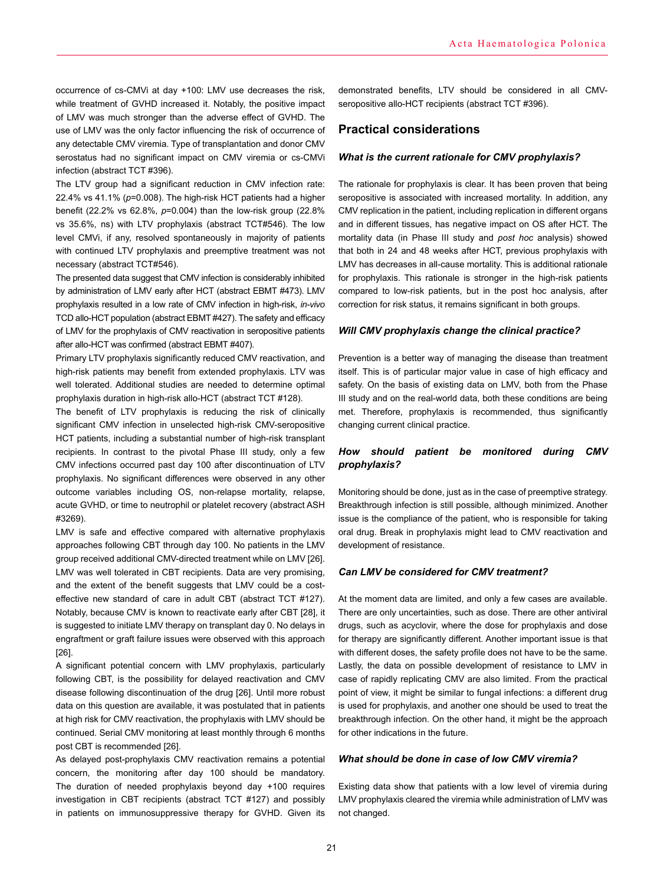occurrence of cs-CMVi at day +100: LMV use decreases the risk, while treatment of GVHD increased it. Notably, the positive impact of LMV was much stronger than the adverse effect of GVHD. The use of LMV was the only factor influencing the risk of occurrence of any detectable CMV viremia. Type of transplantation and donor CMV serostatus had no significant impact on CMV viremia or cs-CMVi infection (abstract TCT #396).

The LTV group had a significant reduction in CMV infection rate: 22.4% vs 41.1% (*p*=0.008). The high-risk HCT patients had a higher benefit (22.2% vs 62.8%, *p*=0.004) than the low-risk group (22.8% vs 35.6%, ns) with LTV prophylaxis (abstract TCT#546). The low level CMVi, if any, resolved spontaneously in majority of patients with continued LTV prophylaxis and preemptive treatment was not necessary (abstract TCT#546).

The presented data suggest that CMV infection is considerably inhibited by administration of LMV early after HCT (abstract EBMT #473). LMV prophylaxis resulted in a low rate of CMV infection in high-risk, *in-vivo* TCD allo-HCT population (abstract EBMT #427). The safety and efficacy of LMV for the prophylaxis of CMV reactivation in seropositive patients after allo-HCT was confirmed (abstract EBMT #407).

Primary LTV prophylaxis significantly reduced CMV reactivation, and high-risk patients may benefit from extended prophylaxis. LTV was well tolerated. Additional studies are needed to determine optimal prophylaxis duration in high-risk allo-HCT (abstract TCT #128).

The benefit of LTV prophylaxis is reducing the risk of clinically significant CMV infection in unselected high-risk CMV-seropositive HCT patients, including a substantial number of high-risk transplant recipients. In contrast to the pivotal Phase III study, only a few CMV infections occurred past day 100 after discontinuation of LTV prophylaxis. No significant differences were observed in any other outcome variables including OS, non-relapse mortality, relapse, acute GVHD, or time to neutrophil or platelet recovery (abstract ASH #3269).

LMV is safe and effective compared with alternative prophylaxis approaches following CBT through day 100. No patients in the LMV group received additional CMV-directed treatment while on LMV [26]. LMV was well tolerated in CBT recipients. Data are very promising, and the extent of the benefit suggests that LMV could be a cost-effective new standard of care in adult CBT (abstract TCT #127). Notably, because CMV is known to reactivate early after CBT [28], it is suggested to initiate LMV therapy on transplant day 0. No delays in engraftment or graft failure issues were observed with this approach [26].

A significant potential concern with LMV prophylaxis, particularly following CBT, is the possibility for delayed reactivation and CMV disease following discontinuation of the drug [26]. Until more robust data on this question are available, it was postulated that in patients at high risk for CMV reactivation, the prophylaxis with LMV should be continued. Serial CMV monitoring at least monthly through 6 months post CBT is recommended [26].

As delayed post-prophylaxis CMV reactivation remains a potential concern, the monitoring after day 100 should be mandatory. The duration of needed prophylaxis beyond day +100 requires investigation in CBT recipients (abstract TCT #127) and possibly in patients on immunosuppressive therapy for GVHD. Given its demonstrated benefits, LTV should be considered in all CMV-seropositive allo-HCT recipients (abstract TCT #396).

## Practical considerations

### *What is the current rationale for CMV prophylaxis?*

The rationale for prophylaxis is clear. It has been proven that being seropositive is associated with increased mortality. In addition, any CMV replication in the patient, including replication in different organs and in different tissues, has negative impact on OS after HCT. The mortality data (in Phase III study and *post hoc* analysis) showed that both in 24 and 48 weeks after HCT, previous prophylaxis with LMV has decreases in all-cause mortality. This is additional rationale for prophylaxis. This rationale is stronger in the high-risk patients compared to low-risk patients, but in the post hoc analysis, after correction for risk status, it remains significant in both groups.

### *Will CMV prophylaxis change the clinical practice?*

Prevention is a better way of managing the disease than treatment itself. This is of particular major value in case of high efficacy and safety. On the basis of existing data on LMV, both from the Phase III study and on the real-world data, both these conditions are being met. Therefore, prophylaxis is recommended, thus significantly changing current clinical practice.

### *How should patient be monitored during CMV prophylaxis?*

Monitoring should be done, just as in the case of preemptive strategy. Breakthrough infection is still possible, although minimized. Another issue is the compliance of the patient, who is responsible for taking oral drug. Break in prophylaxis might lead to CMV reactivation and development of resistance.

### *Can LMV be considered for CMV treatment?*

At the moment data are limited, and only a few cases are available. There are only uncertainties, such as dose. There are other antiviral drugs, such as acyclovir, where the dose for prophylaxis and dose for therapy are significantly different. Another important issue is that with different doses, the safety profile does not have to be the same. Lastly, the data on possible development of resistance to LMV in case of rapidly replicating CMV are also limited. From the practical point of view, it might be similar to fungal infections: a different drug is used for prophylaxis, and another one should be used to treat the breakthrough infection. On the other hand, it might be the approach for other indications in the future.

### *What should be done in case of low CMV viremia?*

Existing data show that patients with a low level of viremia during LMV prophylaxis cleared the viremia while administration of LMV was not changed.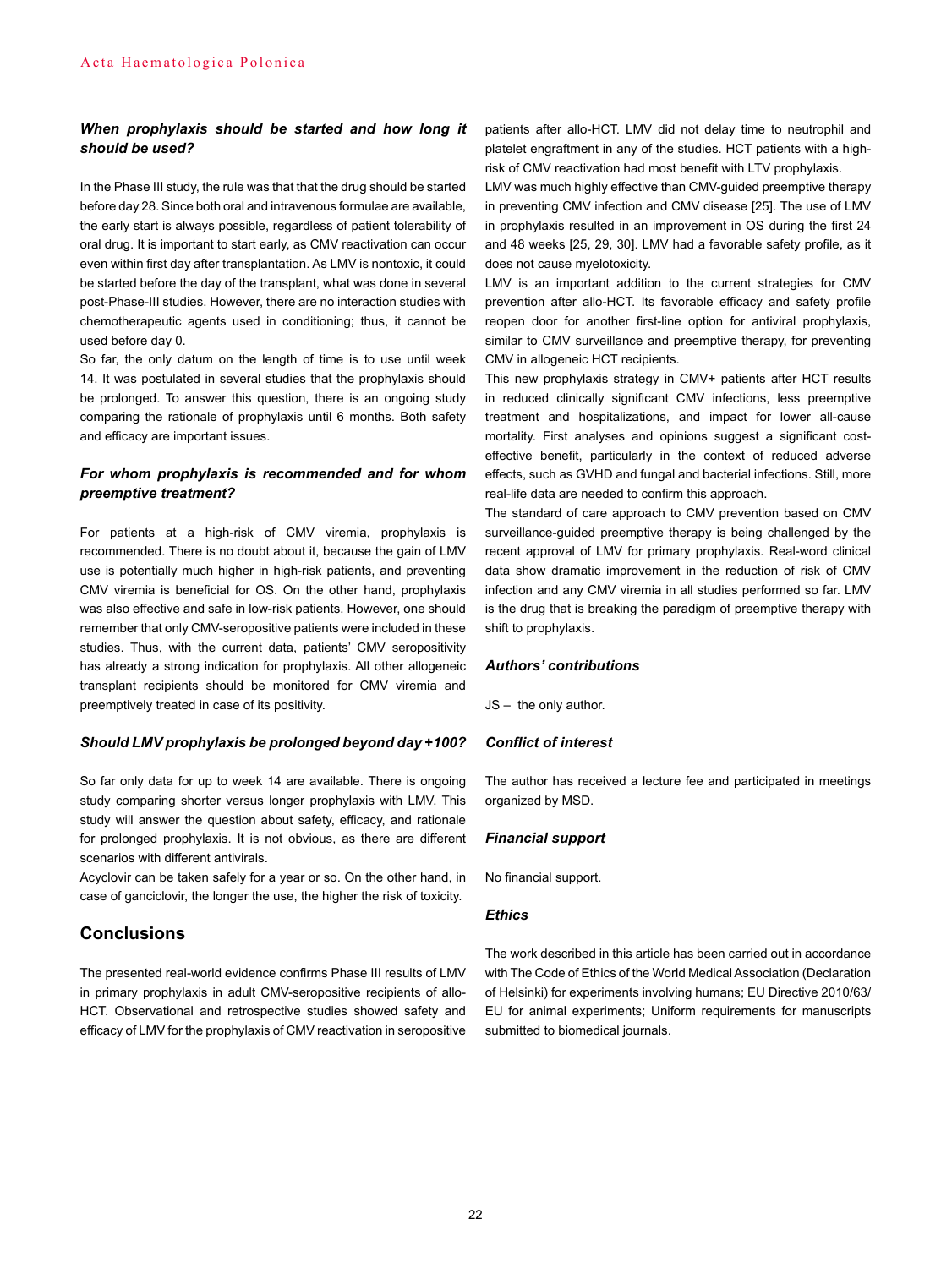### *When prophylaxis should be started and how long it should be used?*

In the Phase III study, the rule was that that the drug should be started before day 28. Since both oral and intravenous formulae are available, the early start is always possible, regardless of patient tolerability of oral drug. It is important to start early, as CMV reactivation can occur even within first day after transplantation. As LMV is nontoxic, it could be started before the day of the transplant, what was done in several post-Phase-III studies. However, there are no interaction studies with chemotherapeutic agents used in conditioning; thus, it cannot be used before day 0.

So far, the only datum on the length of time is to use until week 14. It was postulated in several studies that the prophylaxis should be prolonged. To answer this question, there is an ongoing study comparing the rationale of prophylaxis until 6 months. Both safety and efficacy are important issues.

### *For whom prophylaxis is recommended and for whom preemptive treatment?*

For patients at a high-risk of CMV viremia, prophylaxis is recommended. There is no doubt about it, because the gain of LMV use is potentially much higher in high-risk patients, and preventing CMV viremia is beneficial for OS. On the other hand, prophylaxis was also effective and safe in low-risk patients. However, one should remember that only CMV-seropositive patients were included in these studies. Thus, with the current data, patients' CMV seropositivity has already a strong indication for prophylaxis. All other allogeneic transplant recipients should be monitored for CMV viremia and preemptively treated in case of its positivity.

### *Should LMV prophylaxis be prolonged beyond day +100?*

So far only data for up to week 14 are available. There is ongoing study comparing shorter versus longer prophylaxis with LMV. This study will answer the question about safety, efficacy, and rationale for prolonged prophylaxis. It is not obvious, as there are different scenarios with different antivirals.

Acyclovir can be taken safely for a year or so. On the other hand, in case of ganciclovir, the longer the use, the higher the risk of toxicity.

## Conclusions

The presented real-world evidence confirms Phase III results of LMV in primary prophylaxis in adult CMV-seropositive recipients of allo-HCT. Observational and retrospective studies showed safety and efficacy of LMV for the prophylaxis of CMV reactivation in seropositive patients after allo-HCT. LMV did not delay time to neutrophil and platelet engraftment in any of the studies. HCT patients with a high-risk of CMV reactivation had most benefit with LTV prophylaxis.

LMV was much highly effective than CMV-guided preemptive therapy in preventing CMV infection and CMV disease [25]. The use of LMV in prophylaxis resulted in an improvement in OS during the first 24 and 48 weeks [25, 29, 30]. LMV had a favorable safety profile, as it does not cause myelotoxicity.

LMV is an important addition to the current strategies for CMV prevention after allo-HCT. Its favorable efficacy and safety profile reopen door for another first-line option for antiviral prophylaxis, similar to CMV surveillance and preemptive therapy, for preventing CMV in allogeneic HCT recipients.

This new prophylaxis strategy in CMV+ patients after HCT results in reduced clinically significant CMV infections, less preemptive treatment and hospitalizations, and impact for lower all-cause mortality. First analyses and opinions suggest a significant cost-effective benefit, particularly in the context of reduced adverse effects, such as GVHD and fungal and bacterial infections. Still, more real-life data are needed to confirm this approach.

The standard of care approach to CMV prevention based on CMV surveillance-guided preemptive therapy is being challenged by the recent approval of LMV for primary prophylaxis. Real-word clinical data show dramatic improvement in the reduction of risk of CMV infection and any CMV viremia in all studies performed so far. LMV is the drug that is breaking the paradigm of preemptive therapy with shift to prophylaxis.

### *Authors' contributions*

JS – the only author.

### *Conflict of interest*

The author has received a lecture fee and participated in meetings organized by MSD.

### *Financial support*

No financial support.

### *Ethics*

The work described in this article has been carried out in accordance with The Code of Ethics of the World Medical Association (Declaration of Helsinki) for experiments involving humans; EU Directive 2010/63/EU for animal experiments; Uniform requirements for manuscripts submitted to biomedical journals.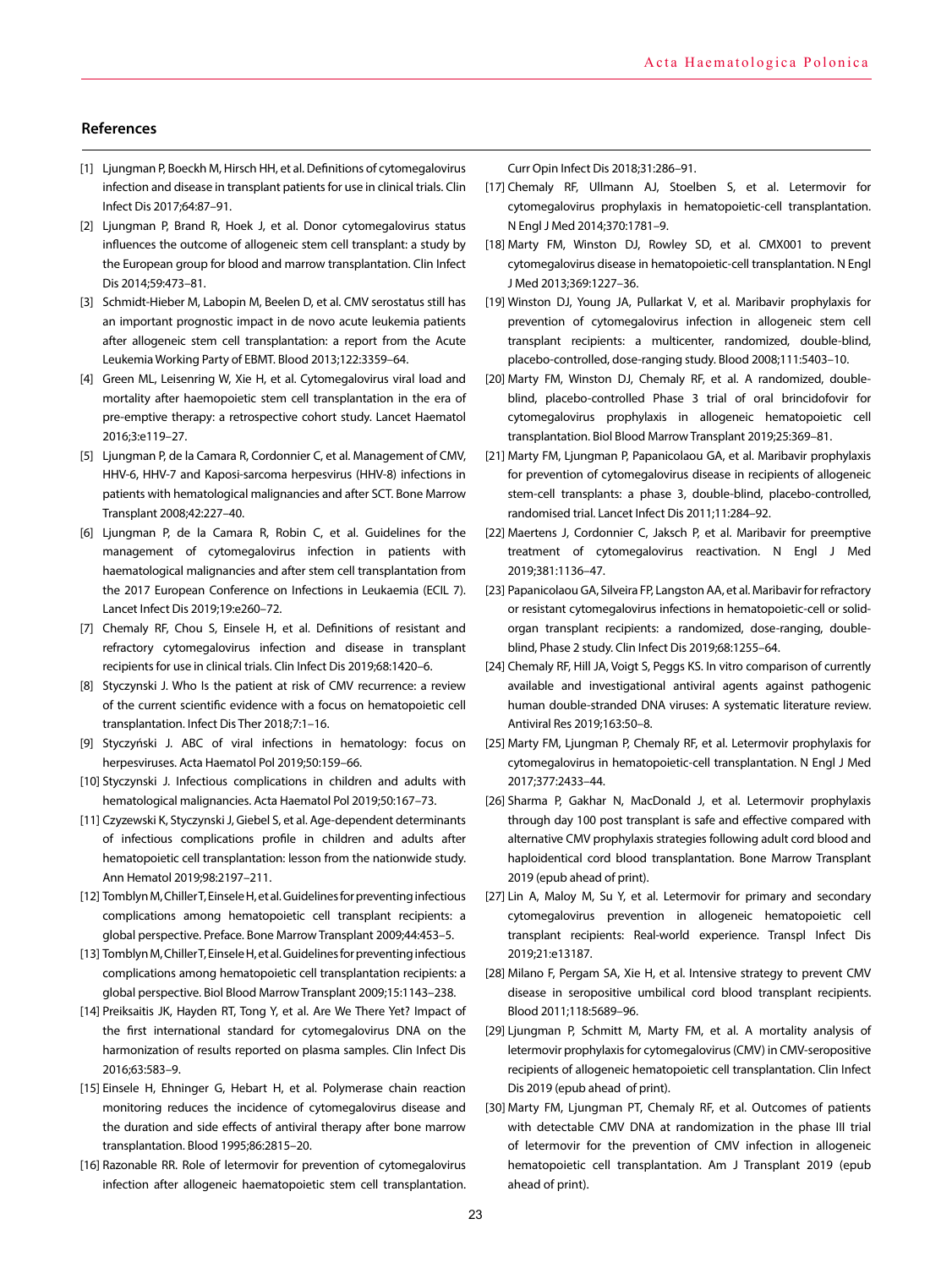## References

[1] Ljungman P, Boeckh M, Hirsch HH, et al. Definitions of cytomegalovirus infection and disease in transplant patients for use in clinical trials. Clin Infect Dis 2017;64:87–91.

[2] Ljungman P, Brand R, Hoek J, et al. Donor cytomegalovirus status influences the outcome of allogeneic stem cell transplant: a study by the European group for blood and marrow transplantation. Clin Infect Dis 2014;59:473–81.

[3] Schmidt-Hieber M, Labopin M, Beelen D, et al. CMV serostatus still has an important prognostic impact in de novo acute leukemia patients after allogeneic stem cell transplantation: a report from the Acute Leukemia Working Party of EBMT. Blood 2013;122:3359–64.

[4] Green ML, Leisenring W, Xie H, et al. Cytomegalovirus viral load and mortality after haemopoietic stem cell transplantation in the era of pre-emptive therapy: a retrospective cohort study. Lancet Haematol 2016;3:e119–27.

[5] Ljungman P, de la Camara R, Cordonnier C, et al. Management of CMV, HHV-6, HHV-7 and Kaposi-sarcoma herpesvirus (HHV-8) infections in patients with hematological malignancies and after SCT. Bone Marrow Transplant 2008;42:227–40.

[6] Ljungman P, de la Camara R, Robin C, et al. Guidelines for the management of cytomegalovirus infection in patients with haematological malignancies and after stem cell transplantation from the 2017 European Conference on Infections in Leukaemia (ECIL 7). Lancet Infect Dis 2019;19:e260–72.

[7] Chemaly RF, Chou S, Einsele H, et al. Definitions of resistant and refractory cytomegalovirus infection and disease in transplant recipients for use in clinical trials. Clin Infect Dis 2019;68:1420–6.

[8] Styczynski J. Who Is the patient at risk of CMV recurrence: a review of the current scientific evidence with a focus on hematopoietic cell transplantation. Infect Dis Ther 2018;7:1–16.

[9] Styczyński J. ABC of viral infections in hematology: focus on herpesviruses. Acta Haematol Pol 2019;50:159–66.

[10] Styczynski J. Infectious complications in children and adults with hematological malignancies. Acta Haematol Pol 2019;50:167–73.

[11] Czyzewski K, Styczynski J, Giebel S, et al. Age-dependent determinants of infectious complications profile in children and adults after hematopoietic cell transplantation: lesson from the nationwide study. Ann Hematol 2019;98:2197–211.

[12] Tomblyn M, Chiller T, Einsele H, et al. Guidelines for preventing infectious complications among hematopoietic cell transplant recipients: a global perspective. Preface. Bone Marrow Transplant 2009;44:453–5.

[13] Tomblyn M, Chiller T, Einsele H, et al. Guidelines for preventing infectious complications among hematopoietic cell transplantation recipients: a global perspective. Biol Blood Marrow Transplant 2009;15:1143–238.

[14] Preiksaitis JK, Hayden RT, Tong Y, et al. Are We There Yet? Impact of the first international standard for cytomegalovirus DNA on the harmonization of results reported on plasma samples. Clin Infect Dis 2016;63:583–9.

[15] Einsele H, Ehninger G, Hebart H, et al. Polymerase chain reaction monitoring reduces the incidence of cytomegalovirus disease and the duration and side effects of antiviral therapy after bone marrow transplantation. Blood 1995;86:2815–20.

[16] Razonable RR. Role of letermovir for prevention of cytomegalovirus infection after allogeneic haematopoietic stem cell transplantation. Curr Opin Infect Dis 2018;31:286–91.

[17] Chemaly RF, Ullmann AJ, Stoelben S, et al. Letermovir for cytomegalovirus prophylaxis in hematopoietic-cell transplantation. N Engl J Med 2014;370:1781–9.

[18] Marty FM, Winston DJ, Rowley SD, et al. CMX001 to prevent cytomegalovirus disease in hematopoietic-cell transplantation. N Engl J Med 2013;369:1227–36.

[19] Winston DJ, Young JA, Pullarkat V, et al. Maribavir prophylaxis for prevention of cytomegalovirus infection in allogeneic stem cell transplant recipients: a multicenter, randomized, double-blind, placebo-controlled, dose-ranging study. Blood 2008;111:5403–10.

[20] Marty FM, Winston DJ, Chemaly RF, et al. A randomized, double-blind, placebo-controlled Phase 3 trial of oral brincidofovir for cytomegalovirus prophylaxis in allogeneic hematopoietic cell transplantation. Biol Blood Marrow Transplant 2019;25:369–81.

[21] Marty FM, Ljungman P, Papanicolaou GA, et al. Maribavir prophylaxis for prevention of cytomegalovirus disease in recipients of allogeneic stem-cell transplants: a phase 3, double-blind, placebo-controlled, randomised trial. Lancet Infect Dis 2011;11:284–92.

[22] Maertens J, Cordonnier C, Jaksch P, et al. Maribavir for preemptive treatment of cytomegalovirus reactivation. N Engl J Med 2019;381:1136–47.

[23] Papanicolaou GA, Silveira FP, Langston AA, et al. Maribavir for refractory or resistant cytomegalovirus infections in hematopoietic-cell or solid-organ transplant recipients: a randomized, dose-ranging, double-blind, Phase 2 study. Clin Infect Dis 2019;68:1255–64.

[24] Chemaly RF, Hill JA, Voigt S, Peggs KS. In vitro comparison of currently available and investigational antiviral agents against pathogenic human double-stranded DNA viruses: A systematic literature review. Antiviral Res 2019;163:50–8.

[25] Marty FM, Ljungman P, Chemaly RF, et al. Letermovir prophylaxis for cytomegalovirus in hematopoietic-cell transplantation. N Engl J Med 2017;377:2433–44.

[26] Sharma P, Gakhar N, MacDonald J, et al. Letermovir prophylaxis through day 100 post transplant is safe and effective compared with alternative CMV prophylaxis strategies following adult cord blood and haploidentical cord blood transplantation. Bone Marrow Transplant 2019 (epub ahead of print).

[27] Lin A, Maloy M, Su Y, et al. Letermovir for primary and secondary cytomegalovirus prevention in allogeneic hematopoietic cell transplant recipients: Real-world experience. Transpl Infect Dis 2019;21:e13187.

[28] Milano F, Pergam SA, Xie H, et al. Intensive strategy to prevent CMV disease in seropositive umbilical cord blood transplant recipients. Blood 2011;118:5689–96.

[29] Ljungman P, Schmitt M, Marty FM, et al. A mortality analysis of letermovir prophylaxis for cytomegalovirus (CMV) in CMV-seropositive recipients of allogeneic hematopoietic cell transplantation. Clin Infect Dis 2019 (epub ahead of print).

[30] Marty FM, Ljungman PT, Chemaly RF, et al. Outcomes of patients with detectable CMV DNA at randomization in the phase III trial of letermovir for the prevention of CMV infection in allogeneic hematopoietic cell transplantation. Am J Transplant 2019 (epub ahead of print).